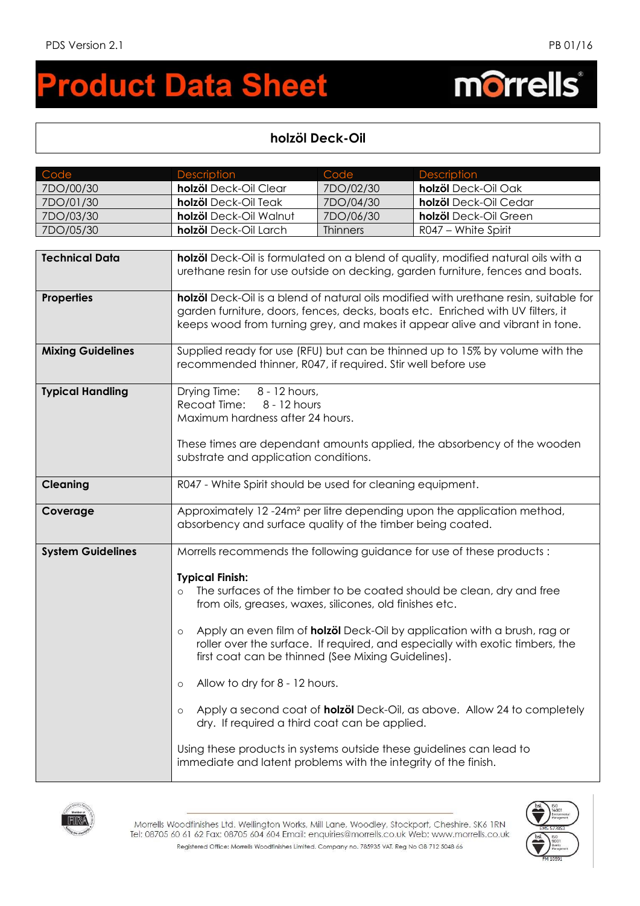# Product Data Sheet

## holzöl Deck-Oil

| Code | Description | Code | Description |
|---|---|---|---|
| 7DO/00/30 | **holzöl** Deck-Oil Clear | 7DO/02/30 | **holzöl** Deck-Oil Oak |
| 7DO/01/30 | **holzöl** Deck-Oil Teak | 7DO/04/30 | **holzöl** Deck-Oil Cedar |
| 7DO/03/30 | **holzöl** Deck-Oil Walnut | 7DO/06/30 | **holzöl** Deck-Oil Green |
| 7DO/05/30 | **holzöl** Deck-Oil Larch | Thinners | R047 – White Spirit |

| | |
|---|---|
| **Technical Data** | **holzöl** Deck-Oil is formulated on a blend of quality, modified natural oils with a urethane resin for use outside on decking, garden furniture, fences and boats. |
| **Properties** | **holzöl** Deck-Oil is a blend of natural oils modified with urethane resin, suitable for garden furniture, doors, fences, decks, boats etc. Enriched with UV filters, it keeps wood from turning grey, and makes it appear alive and vibrant in tone. |
| **Mixing Guidelines** | Supplied ready for use (RFU) but can be thinned up to 15% by volume with the recommended thinner, R047, if required. Stir well before use |
| **Typical Handling** | Drying Time: 8 - 12 hours,<br>Recoat Time: 8 - 12 hours<br>Maximum hardness after 24 hours.<br><br>These times are dependant amounts applied, the absorbency of the wooden substrate and application conditions. |
| **Cleaning** | R047 - White Spirit should be used for cleaning equipment. |
| **Coverage** | Approximately 12 -24m² per litre depending upon the application method, absorbency and surface quality of the timber being coated. |
| **System Guidelines** | Morrells recommends the following guidance for use of these products :<br><br>**Typical Finish:**<br>○ The surfaces of the timber to be coated should be clean, dry and free from oils, greases, waxes, silicones, old finishes etc.<br><br>○ Apply an even film of **holzöl** Deck-Oil by application with a brush, rag or roller over the surface. If required, and especially with exotic timbers, the first coat can be thinned (See Mixing Guidelines).<br><br>○ Allow to dry for 8 - 12 hours.<br><br>○ Apply a second coat of **holzöl** Deck-Oil, as above. Allow 24 to completely dry. If required a third coat can be applied.<br><br>Using these products in systems outside these guidelines can lead to immediate and latent problems with the integrity of the finish. |

Morrells Woodfinishes Ltd. Wellington Works, Mill Lane, Woodley, Stockport, Cheshire. SK6 1RN
Tel: 08705 60 61 62 Fax: 08705 604 604 Email: enquiries@morrells.co.uk Web: www.morrells.co.uk
Registered Office: Morrells Woodfinishes Limited. Company no. 785935 VAT. Reg No GB 712 5048 66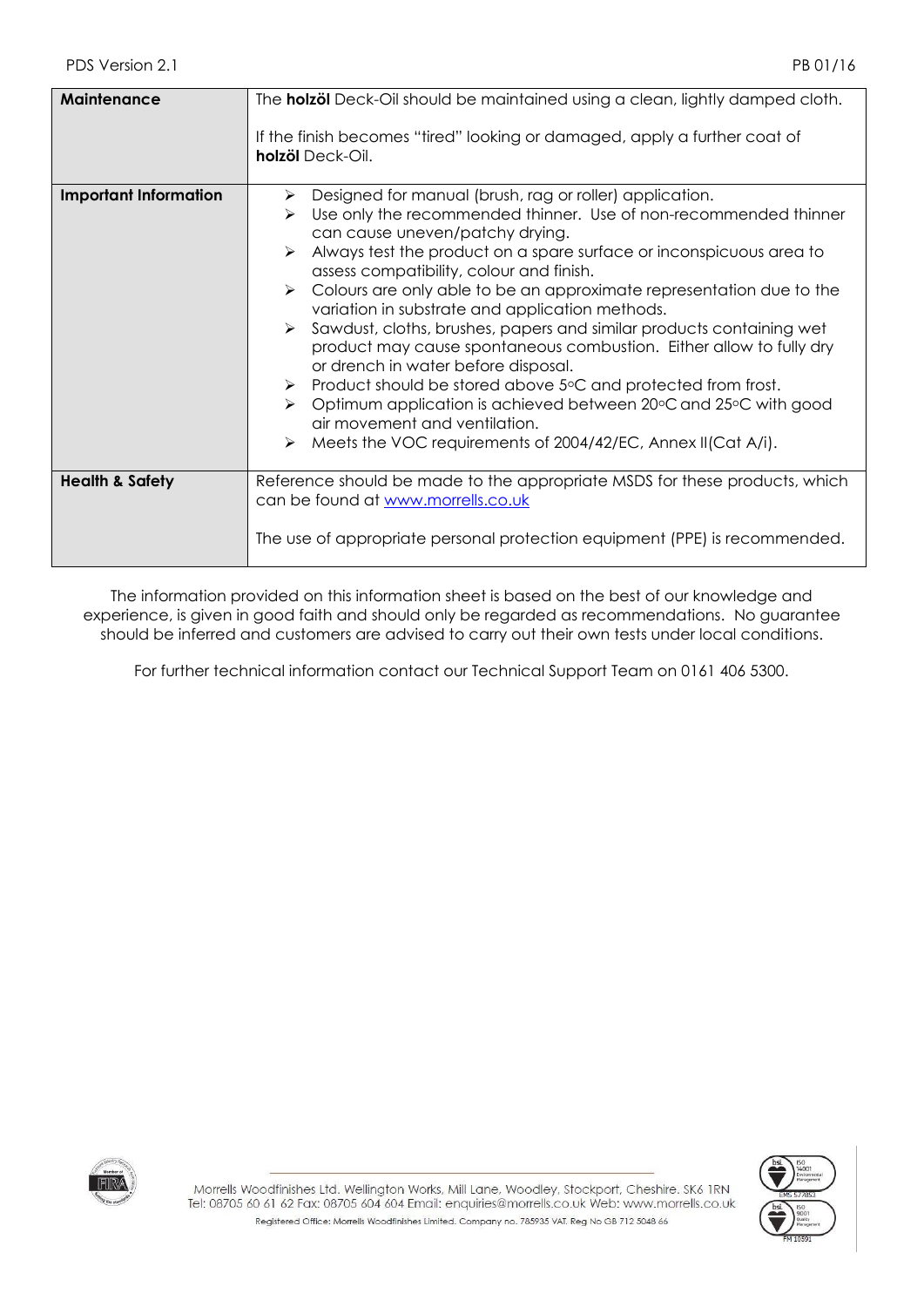| | |
|---|---|
| **Maintenance** | The **holzöl** Deck-Oil should be maintained using a clean, lightly damped cloth.<br><br>If the finish becomes "tired" looking or damaged, apply a further coat of **holzöl** Deck-Oil. |
| **Important Information** | ➢ Designed for manual (brush, rag or roller) application.<br>➢ Use only the recommended thinner. Use of non-recommended thinner can cause uneven/patchy drying.<br>➢ Always test the product on a spare surface or inconspicuous area to assess compatibility, colour and finish.<br>➢ Colours are only able to be an approximate representation due to the variation in substrate and application methods.<br>➢ Sawdust, cloths, brushes, papers and similar products containing wet product may cause spontaneous combustion. Either allow to fully dry or drench in water before disposal.<br>➢ Product should be stored above 5°C and protected from frost.<br>➢ Optimum application is achieved between 20°C and 25°C with good air movement and ventilation.<br>➢ Meets the VOC requirements of 2004/42/EC, Annex II(Cat A/i). |
| **Health & Safety** | Reference should be made to the appropriate MSDS for these products, which can be found at [www.morrells.co.uk](www.morrells.co.uk)<br><br>The use of appropriate personal protection equipment (PPE) is recommended. |

The information provided on this information sheet is based on the best of our knowledge and experience, is given in good faith and should only be regarded as recommendations. No guarantee should be inferred and customers are advised to carry out their own tests under local conditions.

For further technical information contact our Technical Support Team on 0161 406 5300.

Morrells Woodfinishes Ltd. Wellington Works, Mill Lane, Woodley, Stockport, Cheshire. SK6 1RN
Tel: 08705 60 61 62 Fax: 08705 604 604 Email: enquiries@morrells.co.uk Web: www.morrells.co.uk
Registered Office: Morrells Woodfinishes Limited. Company no. 785935 VAT. Reg No GB 712 5048 66